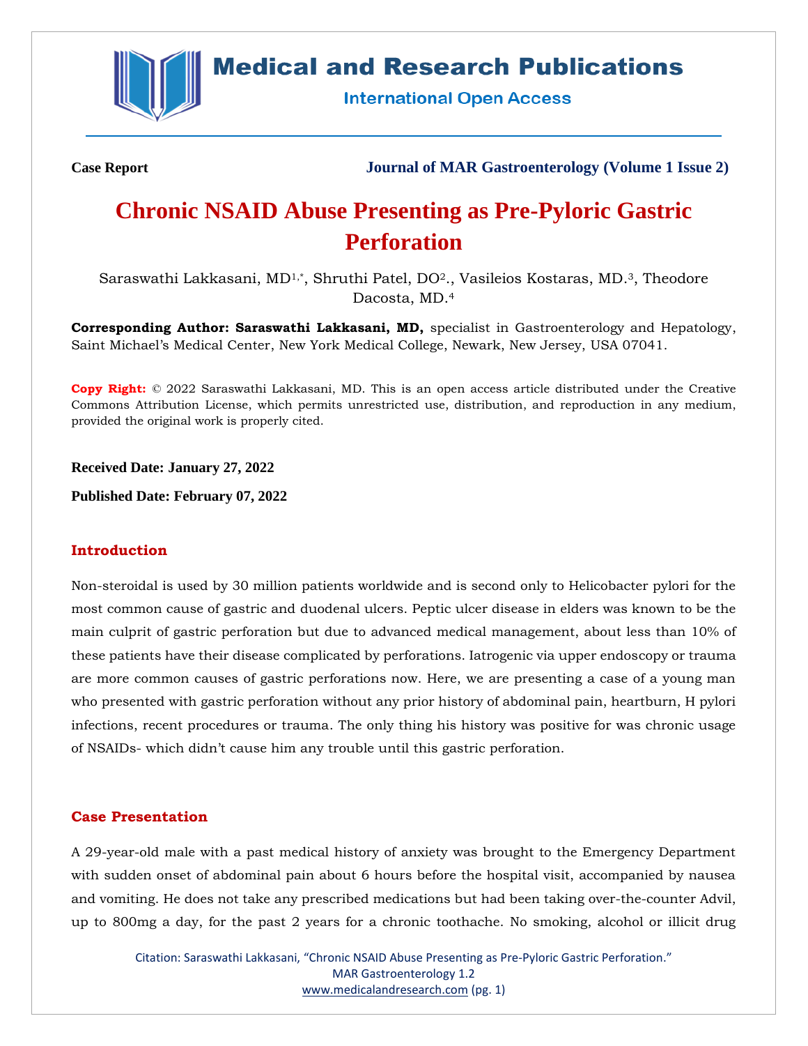**Case Report** **Journal of MAR Gastroenterology (Volume 1 Issue 2)**

# Chronic NSAID Abuse Presenting as Pre-Pyloric Gastric Perforation

Saraswathi Lakkasani, MD[1,*], Shruthi Patel, DO[2]., Vasileios Kostaras, MD.[3], Theodore Dacosta, MD.[4]

**Corresponding Author: Saraswathi Lakkasani, MD,** specialist in Gastroenterology and Hepatology, Saint Michael's Medical Center, New York Medical College, Newark, New Jersey, USA 07041.

**Copy Right:** © 2022 Saraswathi Lakkasani, MD. This is an open access article distributed under the Creative Commons Attribution License, which permits unrestricted use, distribution, and reproduction in any medium, provided the original work is properly cited.

**Received Date: January 27, 2022**

**Published Date: February 07, 2022**

## Introduction

Non-steroidal is used by 30 million patients worldwide and is second only to Helicobacter pylori for the most common cause of gastric and duodenal ulcers. Peptic ulcer disease in elders was known to be the main culprit of gastric perforation but due to advanced medical management, about less than 10% of these patients have their disease complicated by perforations. Iatrogenic via upper endoscopy or trauma are more common causes of gastric perforations now. Here, we are presenting a case of a young man who presented with gastric perforation without any prior history of abdominal pain, heartburn, H pylori infections, recent procedures or trauma. The only thing his history was positive for was chronic usage of NSAIDs- which didn't cause him any trouble until this gastric perforation.

## Case Presentation

A 29-year-old male with a past medical history of anxiety was brought to the Emergency Department with sudden onset of abdominal pain about 6 hours before the hospital visit, accompanied by nausea and vomiting. He does not take any prescribed medications but had been taking over-the-counter Advil, up to 800mg a day, for the past 2 years for a chronic toothache. No smoking, alcohol or illicit drug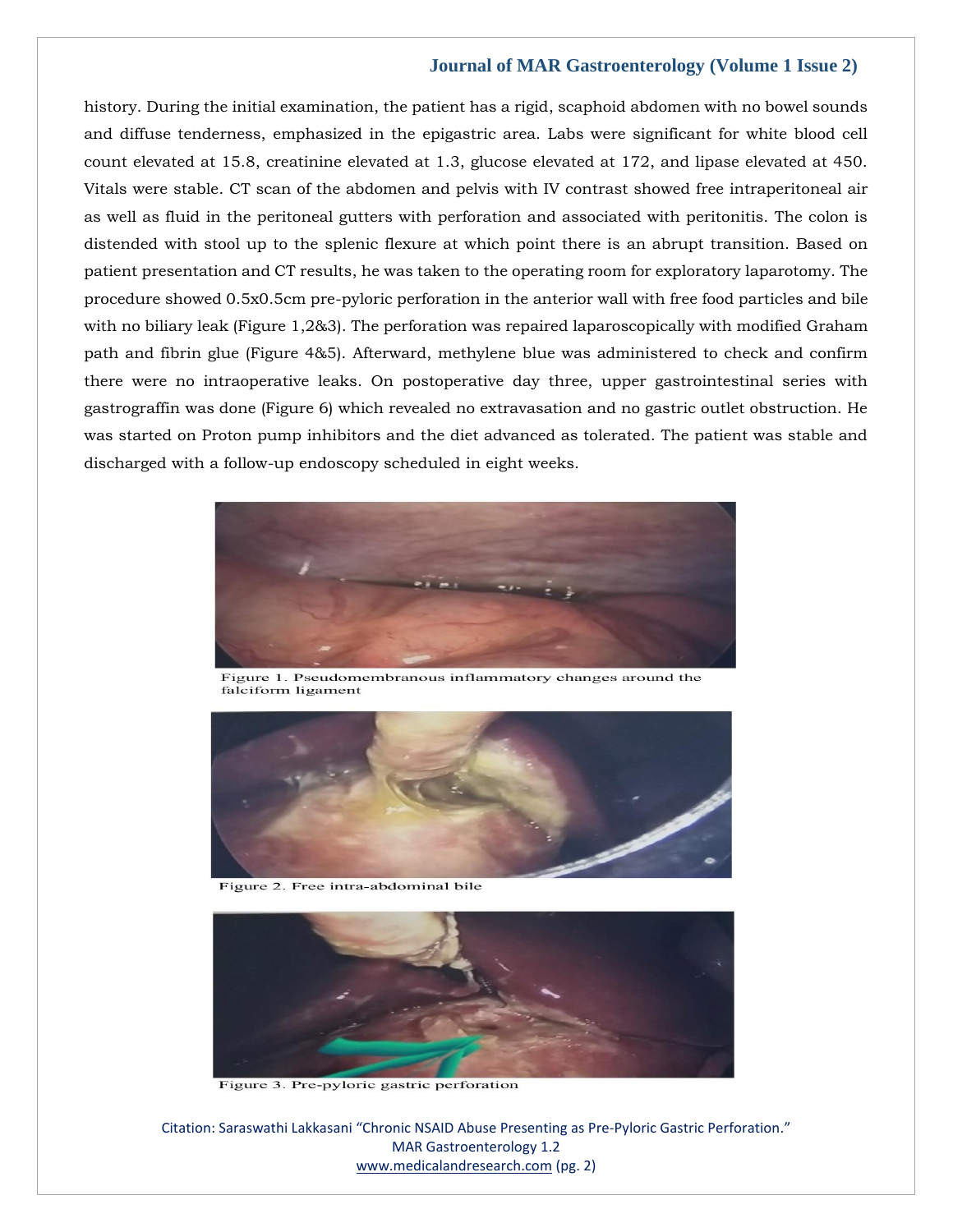history. During the initial examination, the patient has a rigid, scaphoid abdomen with no bowel sounds and diffuse tenderness, emphasized in the epigastric area. Labs were significant for white blood cell count elevated at 15.8, creatinine elevated at 1.3, glucose elevated at 172, and lipase elevated at 450. Vitals were stable. CT scan of the abdomen and pelvis with IV contrast showed free intraperitoneal air as well as fluid in the peritoneal gutters with perforation and associated with peritonitis. The colon is distended with stool up to the splenic flexure at which point there is an abrupt transition. Based on patient presentation and CT results, he was taken to the operating room for exploratory laparotomy. The procedure showed 0.5x0.5cm pre-pyloric perforation in the anterior wall with free food particles and bile with no biliary leak (Figure 1,2&3). The perforation was repaired laparoscopically with modified Graham path and fibrin glue (Figure 4&5). Afterward, methylene blue was administered to check and confirm there were no intraoperative leaks. On postoperative day three, upper gastrointestinal series with gastrograffin was done (Figure 6) which revealed no extravasation and no gastric outlet obstruction. He was started on Proton pump inhibitors and the diet advanced as tolerated. The patient was stable and discharged with a follow-up endoscopy scheduled in eight weeks.

Figure 1. Pseudomembranous inflammatory changes around the falciform ligament

Figure 2. Free intra-abdominal bile

Figure 3. Pre-pyloric gastric perforation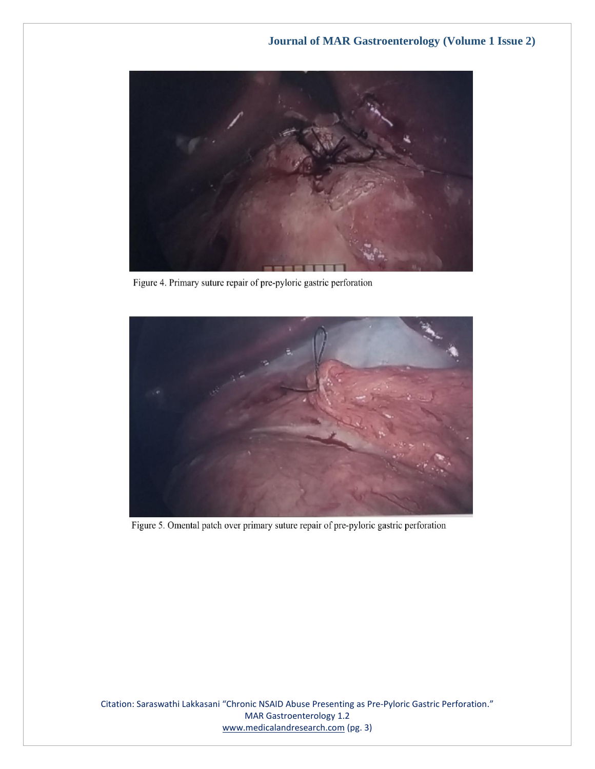Figure 4. Primary suture repair of pre-pyloric gastric perforation

Figure 5. Omental patch over primary suture repair of pre-pyloric gastric perforation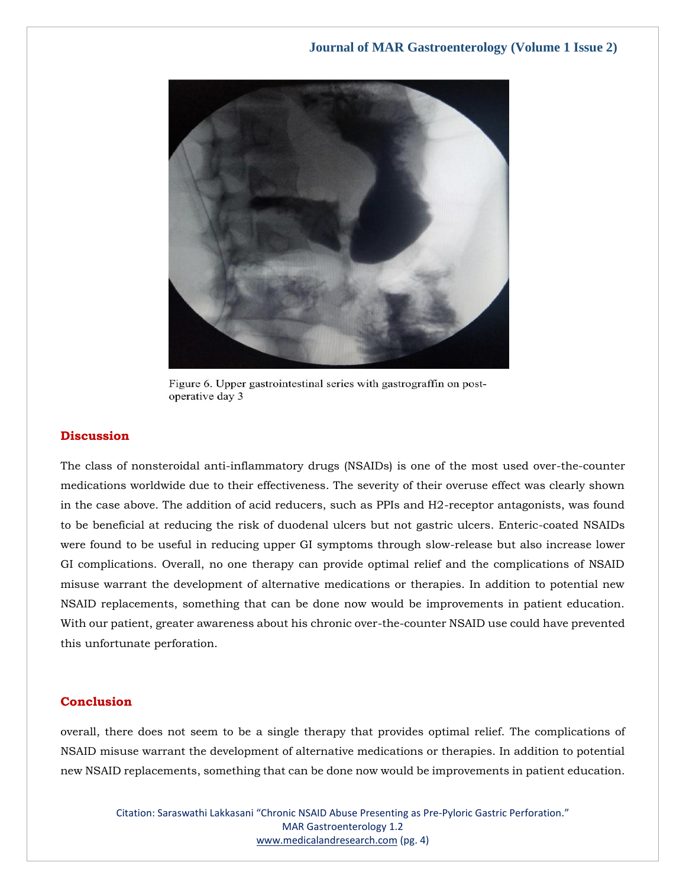Figure 6. Upper gastrointestinal series with gastrograffin on post-operative day 3

## Discussion

The class of nonsteroidal anti-inflammatory drugs (NSAIDs) is one of the most used over-the-counter medications worldwide due to their effectiveness. The severity of their overuse effect was clearly shown in the case above. The addition of acid reducers, such as PPIs and H2-receptor antagonists, was found to be beneficial at reducing the risk of duodenal ulcers but not gastric ulcers. Enteric-coated NSAIDs were found to be useful in reducing upper GI symptoms through slow-release but also increase lower GI complications. Overall, no one therapy can provide optimal relief and the complications of NSAID misuse warrant the development of alternative medications or therapies. In addition to potential new NSAID replacements, something that can be done now would be improvements in patient education. With our patient, greater awareness about his chronic over-the-counter NSAID use could have prevented this unfortunate perforation.

## Conclusion

overall, there does not seem to be a single therapy that provides optimal relief. The complications of NSAID misuse warrant the development of alternative medications or therapies. In addition to potential new NSAID replacements, something that can be done now would be improvements in patient education.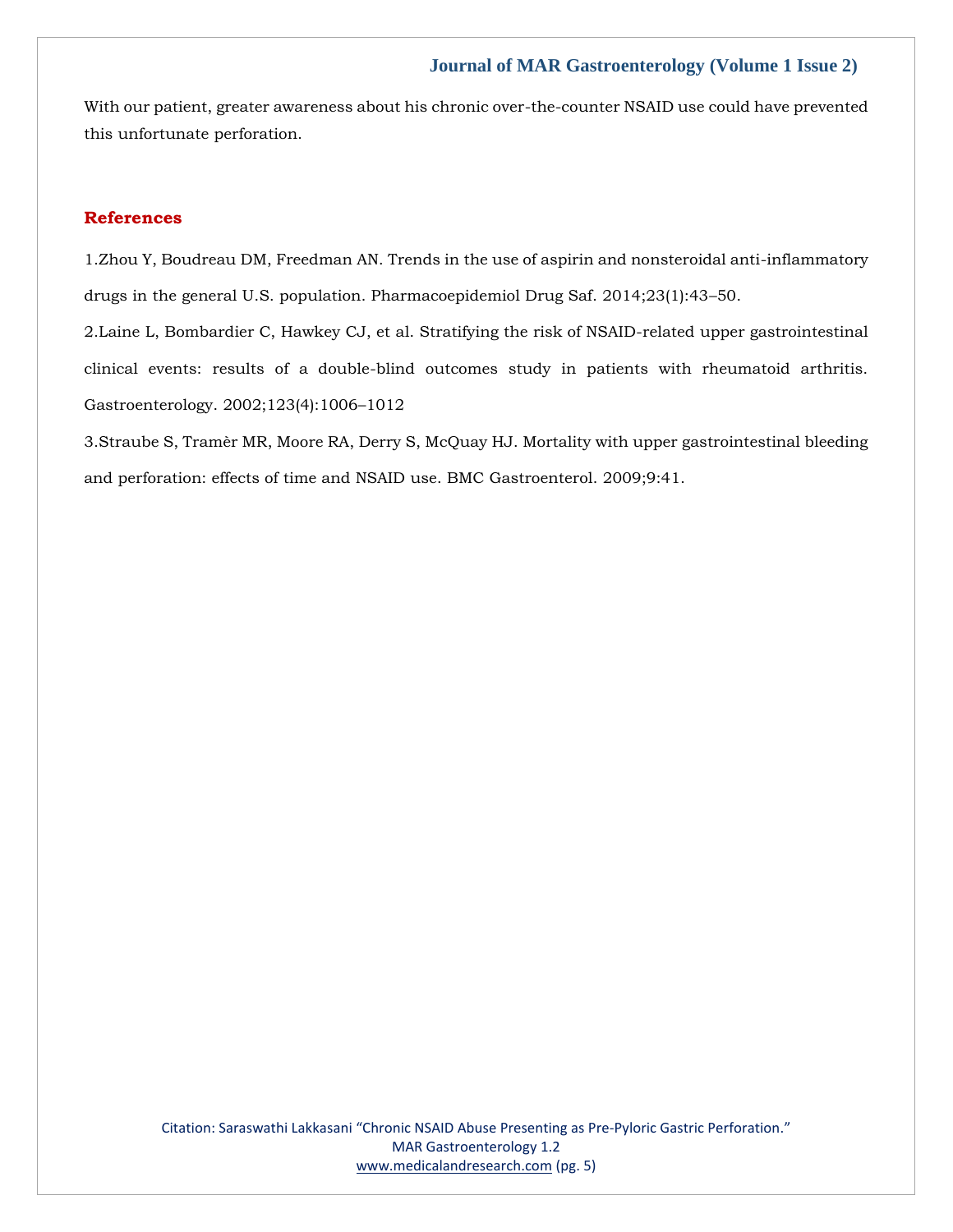With our patient, greater awareness about his chronic over-the-counter NSAID use could have prevented this unfortunate perforation.

## References

1.Zhou Y, Boudreau DM, Freedman AN. Trends in the use of aspirin and nonsteroidal anti-inflammatory drugs in the general U.S. population. Pharmacoepidemiol Drug Saf. 2014;23(1):43–50.

2.Laine L, Bombardier C, Hawkey CJ, et al. Stratifying the risk of NSAID-related upper gastrointestinal clinical events: results of a double-blind outcomes study in patients with rheumatoid arthritis. Gastroenterology. 2002;123(4):1006–1012

3.Straube S, Tramèr MR, Moore RA, Derry S, McQuay HJ. Mortality with upper gastrointestinal bleeding and perforation: effects of time and NSAID use. BMC Gastroenterol. 2009;9:41.